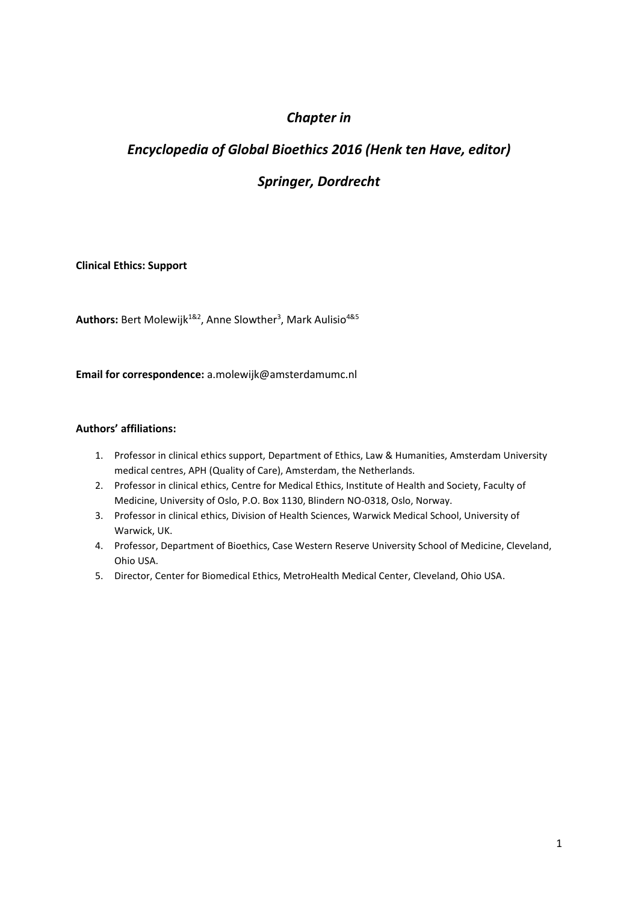*Chapter in*

*Encyclopedia of Global Bioethics 2016 (Henk ten Have, editor)*

*Springer, Dordrecht*

**Clinical Ethics: Support**

**Authors:** Bert Molewijk[1&2], Anne Slowther[3], Mark Aulisio[4&5]

**Email for correspondence:** a.molewijk@amsterdamumc.nl

**Authors' affiliations:**

1. Professor in clinical ethics support, Department of Ethics, Law & Humanities, Amsterdam University medical centres, APH (Quality of Care), Amsterdam, the Netherlands.
2. Professor in clinical ethics, Centre for Medical Ethics, Institute of Health and Society, Faculty of Medicine, University of Oslo, P.O. Box 1130, Blindern NO-0318, Oslo, Norway.
3. Professor in clinical ethics, Division of Health Sciences, Warwick Medical School, University of Warwick, UK.
4. Professor, Department of Bioethics, Case Western Reserve University School of Medicine, Cleveland, Ohio USA.
5. Director, Center for Biomedical Ethics, MetroHealth Medical Center, Cleveland, Ohio USA.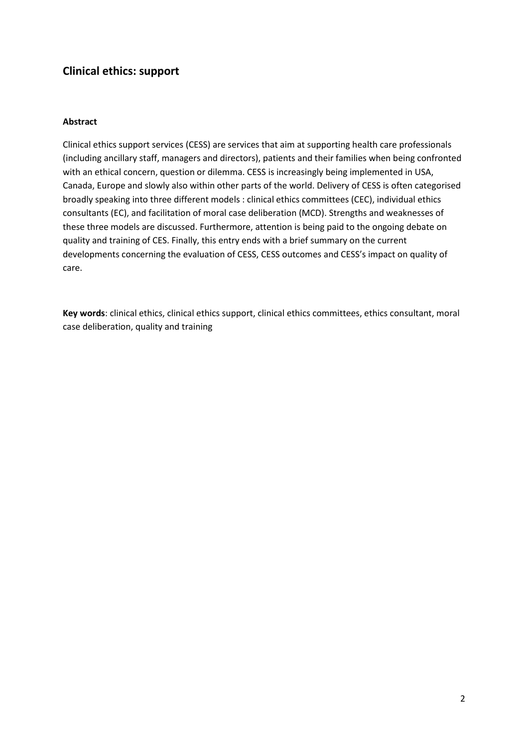## Clinical ethics: support

### Abstract

Clinical ethics support services (CESS) are services that aim at supporting health care professionals (including ancillary staff, managers and directors), patients and their families when being confronted with an ethical concern, question or dilemma. CESS is increasingly being implemented in USA, Canada, Europe and slowly also within other parts of the world. Delivery of CESS is often categorised broadly speaking into three different models : clinical ethics committees (CEC), individual ethics consultants (EC), and facilitation of moral case deliberation (MCD). Strengths and weaknesses of these three models are discussed. Furthermore, attention is being paid to the ongoing debate on quality and training of CES. Finally, this entry ends with a brief summary on the current developments concerning the evaluation of CESS, CESS outcomes and CESS's impact on quality of care.

**Key words**: clinical ethics, clinical ethics support, clinical ethics committees, ethics consultant, moral case deliberation, quality and training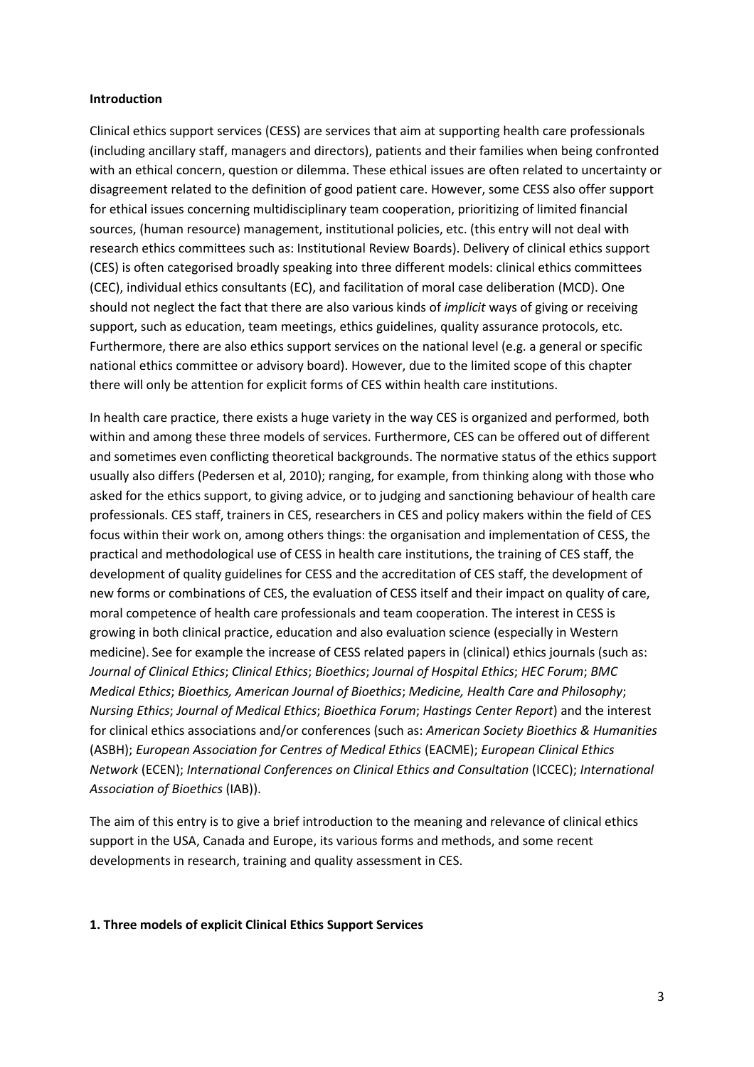**Introduction**

Clinical ethics support services (CESS) are services that aim at supporting health care professionals (including ancillary staff, managers and directors), patients and their families when being confronted with an ethical concern, question or dilemma. These ethical issues are often related to uncertainty or disagreement related to the definition of good patient care. However, some CESS also offer support for ethical issues concerning multidisciplinary team cooperation, prioritizing of limited financial sources, (human resource) management, institutional policies, etc. (this entry will not deal with research ethics committees such as: Institutional Review Boards). Delivery of clinical ethics support (CES) is often categorised broadly speaking into three different models: clinical ethics committees (CEC), individual ethics consultants (EC), and facilitation of moral case deliberation (MCD). One should not neglect the fact that there are also various kinds of *implicit* ways of giving or receiving support, such as education, team meetings, ethics guidelines, quality assurance protocols, etc. Furthermore, there are also ethics support services on the national level (e.g. a general or specific national ethics committee or advisory board). However, due to the limited scope of this chapter there will only be attention for explicit forms of CES within health care institutions.

In health care practice, there exists a huge variety in the way CES is organized and performed, both within and among these three models of services. Furthermore, CES can be offered out of different and sometimes even conflicting theoretical backgrounds. The normative status of the ethics support usually also differs (Pedersen et al, 2010); ranging, for example, from thinking along with those who asked for the ethics support, to giving advice, or to judging and sanctioning behaviour of health care professionals. CES staff, trainers in CES, researchers in CES and policy makers within the field of CES focus within their work on, among others things: the organisation and implementation of CESS, the practical and methodological use of CESS in health care institutions, the training of CES staff, the development of quality guidelines for CESS and the accreditation of CES staff, the development of new forms or combinations of CES, the evaluation of CESS itself and their impact on quality of care, moral competence of health care professionals and team cooperation. The interest in CESS is growing in both clinical practice, education and also evaluation science (especially in Western medicine). See for example the increase of CESS related papers in (clinical) ethics journals (such as: *Journal of Clinical Ethics*; *Clinical Ethics*; *Bioethics*; *Journal of Hospital Ethics*; *HEC Forum*; *BMC Medical Ethics*; *Bioethics, American Journal of Bioethics*; *Medicine, Health Care and Philosophy*; *Nursing Ethics*; *Journal of Medical Ethics*; *Bioethica Forum*; *Hastings Center Report*) and the interest for clinical ethics associations and/or conferences (such as: *American Society Bioethics & Humanities* (ASBH); *European Association for Centres of Medical Ethics* (EACME); *European Clinical Ethics Network* (ECEN); *International Conferences on Clinical Ethics and Consultation* (ICCEC); *International Association of Bioethics* (IAB)).

The aim of this entry is to give a brief introduction to the meaning and relevance of clinical ethics support in the USA, Canada and Europe, its various forms and methods, and some recent developments in research, training and quality assessment in CES.

**1. Three models of explicit Clinical Ethics Support Services**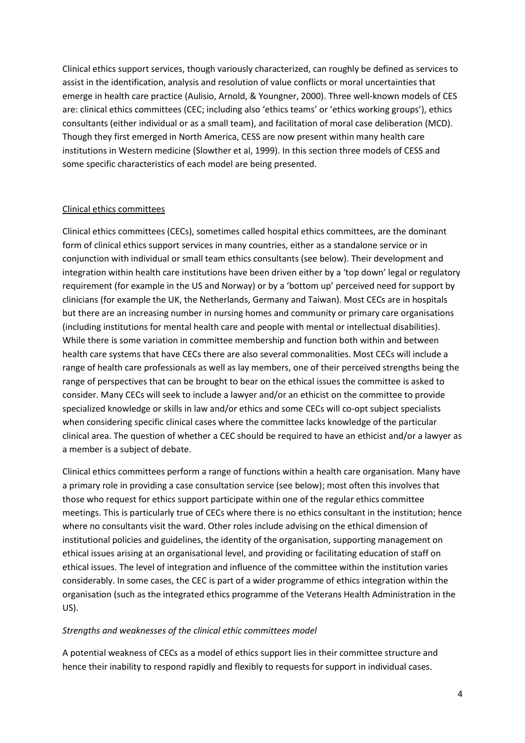Clinical ethics support services, though variously characterized, can roughly be defined as services to assist in the identification, analysis and resolution of value conflicts or moral uncertainties that emerge in health care practice (Aulisio, Arnold, & Youngner, 2000). Three well-known models of CES are: clinical ethics committees (CEC; including also 'ethics teams' or 'ethics working groups'), ethics consultants (either individual or as a small team), and facilitation of moral case deliberation (MCD). Though they first emerged in North America, CESS are now present within many health care institutions in Western medicine (Slowther et al, 1999). In this section three models of CESS and some specific characteristics of each model are being presented.

## Clinical ethics committees

Clinical ethics committees (CECs), sometimes called hospital ethics committees, are the dominant form of clinical ethics support services in many countries, either as a standalone service or in conjunction with individual or small team ethics consultants (see below). Their development and integration within health care institutions have been driven either by a 'top down' legal or regulatory requirement (for example in the US and Norway) or by a 'bottom up' perceived need for support by clinicians (for example the UK, the Netherlands, Germany and Taiwan). Most CECs are in hospitals but there are an increasing number in nursing homes and community or primary care organisations (including institutions for mental health care and people with mental or intellectual disabilities). While there is some variation in committee membership and function both within and between health care systems that have CECs there are also several commonalities. Most CECs will include a range of health care professionals as well as lay members, one of their perceived strengths being the range of perspectives that can be brought to bear on the ethical issues the committee is asked to consider. Many CECs will seek to include a lawyer and/or an ethicist on the committee to provide specialized knowledge or skills in law and/or ethics and some CECs will co-opt subject specialists when considering specific clinical cases where the committee lacks knowledge of the particular clinical area. The question of whether a CEC should be required to have an ethicist and/or a lawyer as a member is a subject of debate.

Clinical ethics committees perform a range of functions within a health care organisation. Many have a primary role in providing a case consultation service (see below); most often this involves that those who request for ethics support participate within one of the regular ethics committee meetings. This is particularly true of CECs where there is no ethics consultant in the institution; hence where no consultants visit the ward. Other roles include advising on the ethical dimension of institutional policies and guidelines, the identity of the organisation, supporting management on ethical issues arising at an organisational level, and providing or facilitating education of staff on ethical issues. The level of integration and influence of the committee within the institution varies considerably. In some cases, the CEC is part of a wider programme of ethics integration within the organisation (such as the integrated ethics programme of the Veterans Health Administration in the US).

### *Strengths and weaknesses of the clinical ethic committees model*

A potential weakness of CECs as a model of ethics support lies in their committee structure and hence their inability to respond rapidly and flexibly to requests for support in individual cases.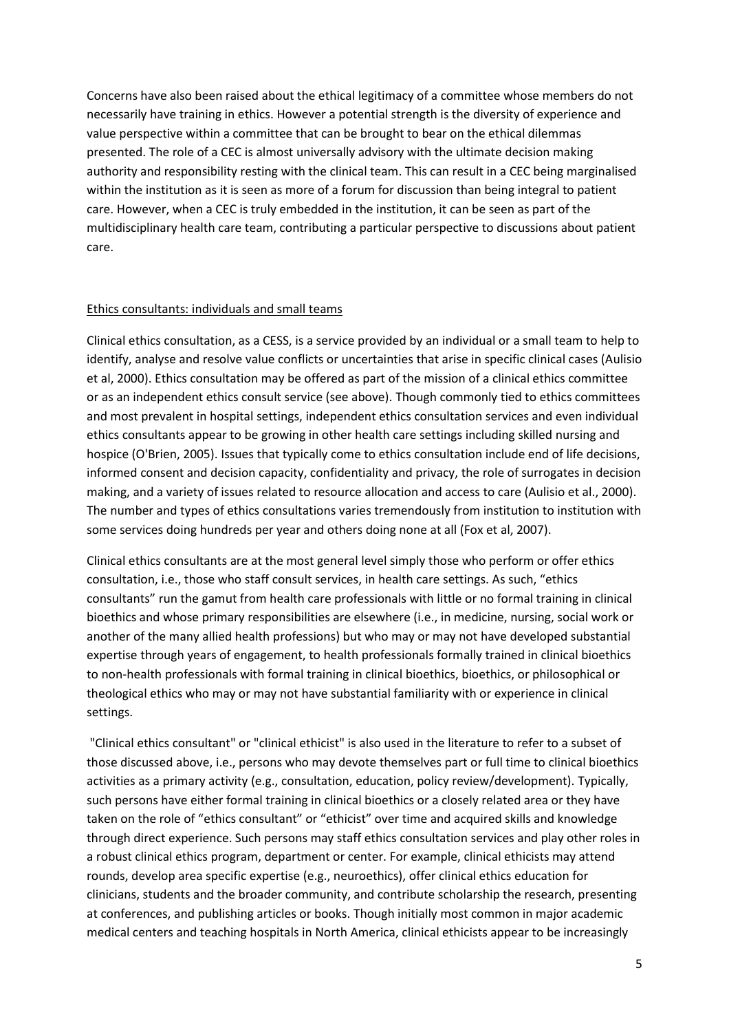Concerns have also been raised about the ethical legitimacy of a committee whose members do not necessarily have training in ethics. However a potential strength is the diversity of experience and value perspective within a committee that can be brought to bear on the ethical dilemmas presented. The role of a CEC is almost universally advisory with the ultimate decision making authority and responsibility resting with the clinical team. This can result in a CEC being marginalised within the institution as it is seen as more of a forum for discussion than being integral to patient care. However, when a CEC is truly embedded in the institution, it can be seen as part of the multidisciplinary health care team, contributing a particular perspective to discussions about patient care.

## Ethics consultants: individuals and small teams

Clinical ethics consultation, as a CESS, is a service provided by an individual or a small team to help to identify, analyse and resolve value conflicts or uncertainties that arise in specific clinical cases (Aulisio et al, 2000). Ethics consultation may be offered as part of the mission of a clinical ethics committee or as an independent ethics consult service (see above). Though commonly tied to ethics committees and most prevalent in hospital settings, independent ethics consultation services and even individual ethics consultants appear to be growing in other health care settings including skilled nursing and hospice (O'Brien, 2005). Issues that typically come to ethics consultation include end of life decisions, informed consent and decision capacity, confidentiality and privacy, the role of surrogates in decision making, and a variety of issues related to resource allocation and access to care (Aulisio et al., 2000). The number and types of ethics consultations varies tremendously from institution to institution with some services doing hundreds per year and others doing none at all (Fox et al, 2007).

Clinical ethics consultants are at the most general level simply those who perform or offer ethics consultation, i.e., those who staff consult services, in health care settings. As such, "ethics consultants" run the gamut from health care professionals with little or no formal training in clinical bioethics and whose primary responsibilities are elsewhere (i.e., in medicine, nursing, social work or another of the many allied health professions) but who may or may not have developed substantial expertise through years of engagement, to health professionals formally trained in clinical bioethics to non-health professionals with formal training in clinical bioethics, bioethics, or philosophical or theological ethics who may or may not have substantial familiarity with or experience in clinical settings.

"Clinical ethics consultant" or "clinical ethicist" is also used in the literature to refer to a subset of those discussed above, i.e., persons who may devote themselves part or full time to clinical bioethics activities as a primary activity (e.g., consultation, education, policy review/development). Typically, such persons have either formal training in clinical bioethics or a closely related area or they have taken on the role of "ethics consultant" or "ethicist" over time and acquired skills and knowledge through direct experience. Such persons may staff ethics consultation services and play other roles in a robust clinical ethics program, department or center. For example, clinical ethicists may attend rounds, develop area specific expertise (e.g., neuroethics), offer clinical ethics education for clinicians, students and the broader community, and contribute scholarship the research, presenting at conferences, and publishing articles or books. Though initially most common in major academic medical centers and teaching hospitals in North America, clinical ethicists appear to be increasingly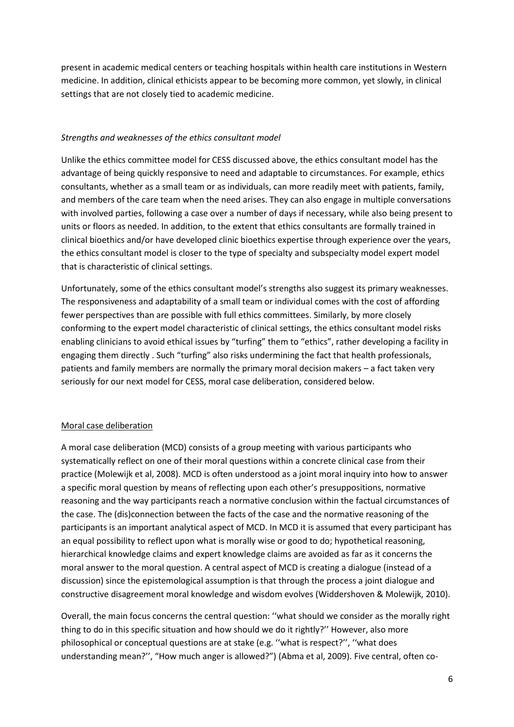present in academic medical centers or teaching hospitals within health care institutions in Western medicine. In addition, clinical ethicists appear to be becoming more common, yet slowly, in clinical settings that are not closely tied to academic medicine.

### *Strengths and weaknesses of the ethics consultant model*

Unlike the ethics committee model for CESS discussed above, the ethics consultant model has the advantage of being quickly responsive to need and adaptable to circumstances. For example, ethics consultants, whether as a small team or as individuals, can more readily meet with patients, family, and members of the care team when the need arises. They can also engage in multiple conversations with involved parties, following a case over a number of days if necessary, while also being present to units or floors as needed. In addition, to the extent that ethics consultants are formally trained in clinical bioethics and/or have developed clinic bioethics expertise through experience over the years, the ethics consultant model is closer to the type of specialty and subspecialty model expert model that is characteristic of clinical settings.

Unfortunately, some of the ethics consultant model's strengths also suggest its primary weaknesses. The responsiveness and adaptability of a small team or individual comes with the cost of affording fewer perspectives than are possible with full ethics committees. Similarly, by more closely conforming to the expert model characteristic of clinical settings, the ethics consultant model risks enabling clinicians to avoid ethical issues by "turfing" them to "ethics", rather developing a facility in engaging them directly . Such "turfing" also risks undermining the fact that health professionals, patients and family members are normally the primary moral decision makers – a fact taken very seriously for our next model for CESS, moral case deliberation, considered below.

## Moral case deliberation

A moral case deliberation (MCD) consists of a group meeting with various participants who systematically reflect on one of their moral questions within a concrete clinical case from their practice (Molewijk et al, 2008). MCD is often understood as a joint moral inquiry into how to answer a specific moral question by means of reflecting upon each other's presuppositions, normative reasoning and the way participants reach a normative conclusion within the factual circumstances of the case. The (dis)connection between the facts of the case and the normative reasoning of the participants is an important analytical aspect of MCD. In MCD it is assumed that every participant has an equal possibility to reflect upon what is morally wise or good to do; hypothetical reasoning, hierarchical knowledge claims and expert knowledge claims are avoided as far as it concerns the moral answer to the moral question. A central aspect of MCD is creating a dialogue (instead of a discussion) since the epistemological assumption is that through the process a joint dialogue and constructive disagreement moral knowledge and wisdom evolves (Widdershoven & Molewijk, 2010).

Overall, the main focus concerns the central question: ''what should we consider as the morally right thing to do in this specific situation and how should we do it rightly?'' However, also more philosophical or conceptual questions are at stake (e.g. ''what is respect?'', ''what does understanding mean?'', "How much anger is allowed?") (Abma et al, 2009). Five central, often co-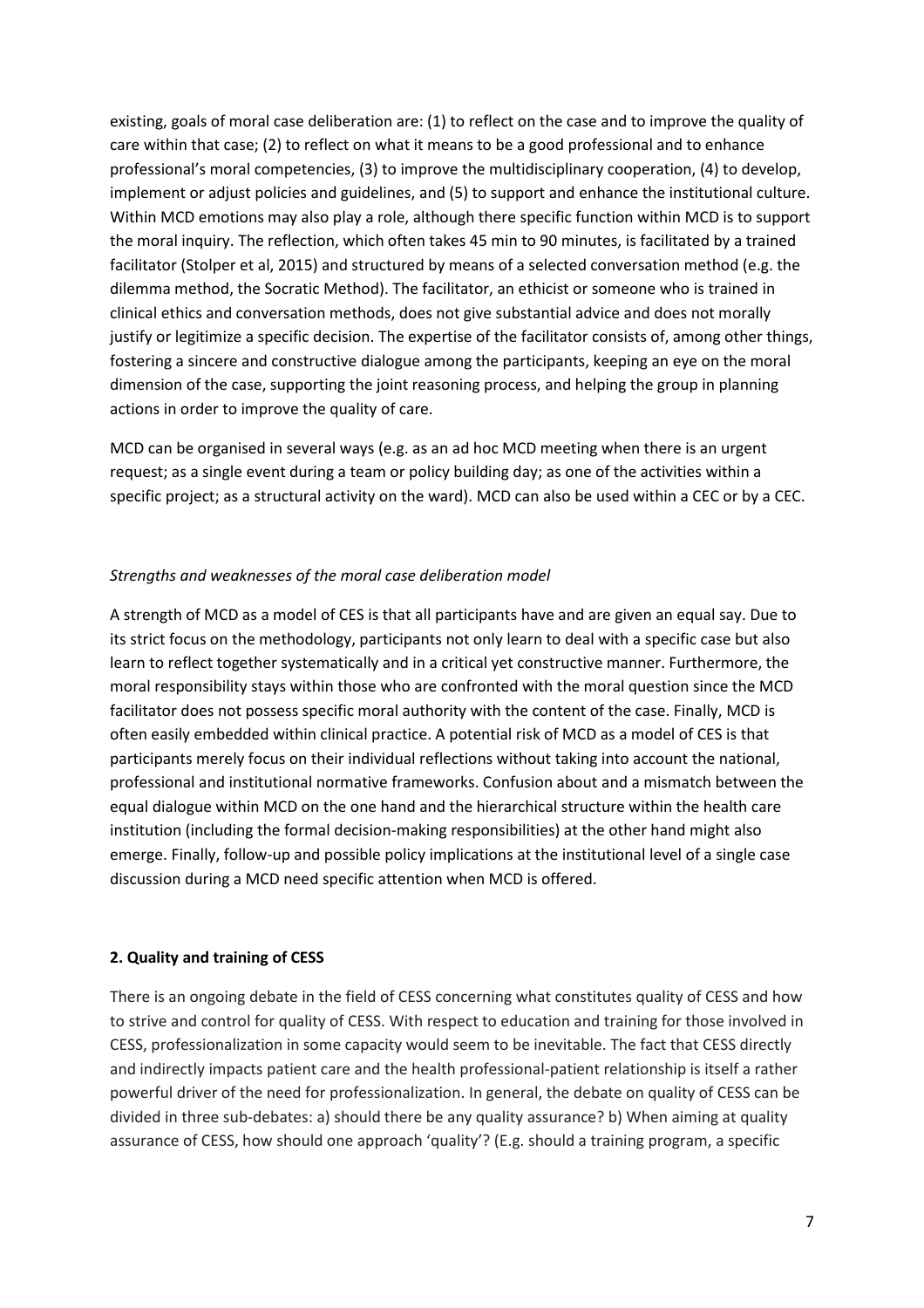existing, goals of moral case deliberation are: (1) to reflect on the case and to improve the quality of care within that case; (2) to reflect on what it means to be a good professional and to enhance professional's moral competencies, (3) to improve the multidisciplinary cooperation, (4) to develop, implement or adjust policies and guidelines, and (5) to support and enhance the institutional culture. Within MCD emotions may also play a role, although there specific function within MCD is to support the moral inquiry. The reflection, which often takes 45 min to 90 minutes, is facilitated by a trained facilitator (Stolper et al, 2015) and structured by means of a selected conversation method (e.g. the dilemma method, the Socratic Method). The facilitator, an ethicist or someone who is trained in clinical ethics and conversation methods, does not give substantial advice and does not morally justify or legitimize a specific decision. The expertise of the facilitator consists of, among other things, fostering a sincere and constructive dialogue among the participants, keeping an eye on the moral dimension of the case, supporting the joint reasoning process, and helping the group in planning actions in order to improve the quality of care.

MCD can be organised in several ways (e.g. as an ad hoc MCD meeting when there is an urgent request; as a single event during a team or policy building day; as one of the activities within a specific project; as a structural activity on the ward). MCD can also be used within a CEC or by a CEC.

*Strengths and weaknesses of the moral case deliberation model*

A strength of MCD as a model of CES is that all participants have and are given an equal say. Due to its strict focus on the methodology, participants not only learn to deal with a specific case but also learn to reflect together systematically and in a critical yet constructive manner. Furthermore, the moral responsibility stays within those who are confronted with the moral question since the MCD facilitator does not possess specific moral authority with the content of the case. Finally, MCD is often easily embedded within clinical practice. A potential risk of MCD as a model of CES is that participants merely focus on their individual reflections without taking into account the national, professional and institutional normative frameworks. Confusion about and a mismatch between the equal dialogue within MCD on the one hand and the hierarchical structure within the health care institution (including the formal decision-making responsibilities) at the other hand might also emerge. Finally, follow-up and possible policy implications at the institutional level of a single case discussion during a MCD need specific attention when MCD is offered.

**2. Quality and training of CESS**

There is an ongoing debate in the field of CESS concerning what constitutes quality of CESS and how to strive and control for quality of CESS. With respect to education and training for those involved in CESS, professionalization in some capacity would seem to be inevitable. The fact that CESS directly and indirectly impacts patient care and the health professional-patient relationship is itself a rather powerful driver of the need for professionalization. In general, the debate on quality of CESS can be divided in three sub-debates: a) should there be any quality assurance? b) When aiming at quality assurance of CESS, how should one approach 'quality'? (E.g. should a training program, a specific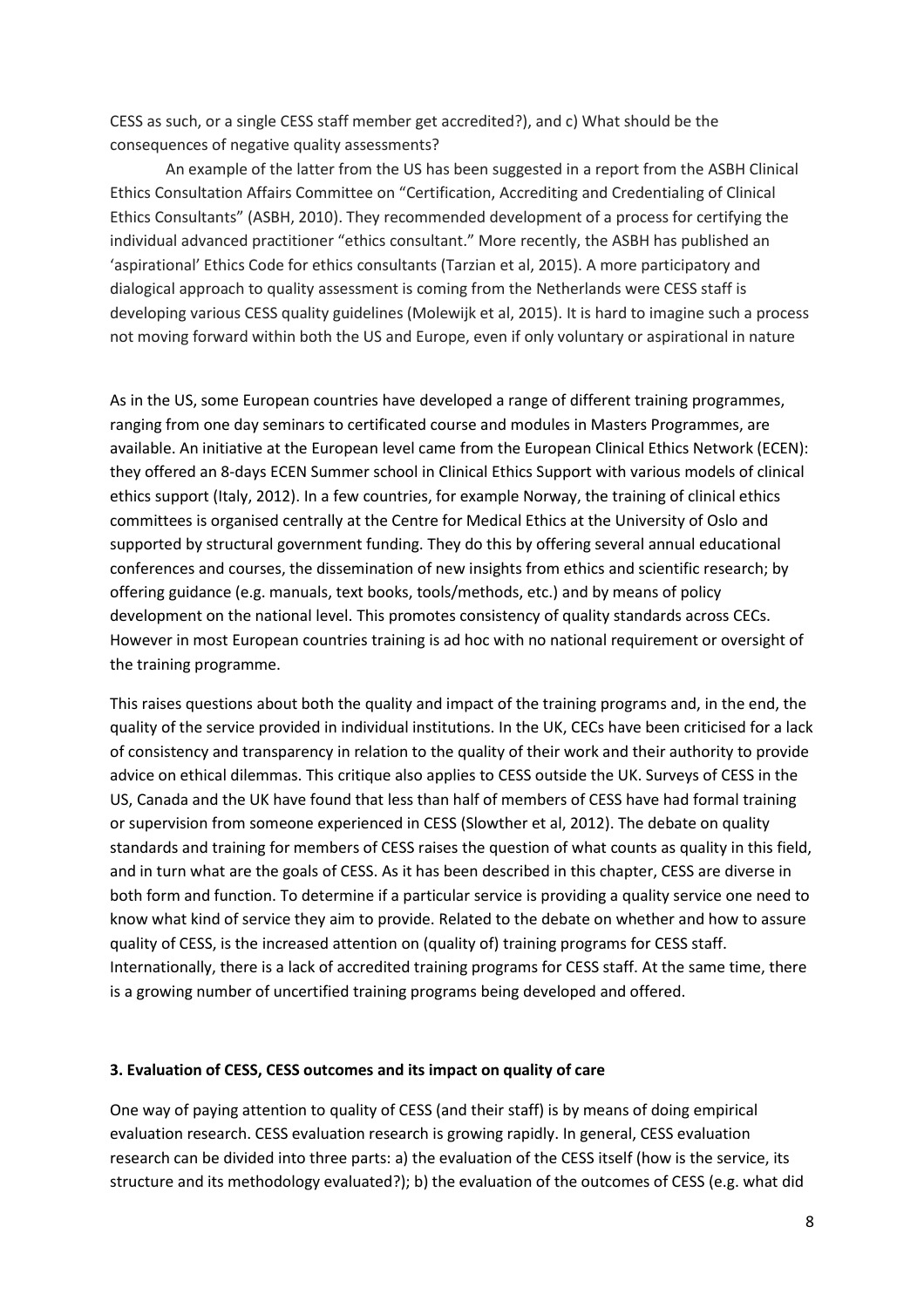CESS as such, or a single CESS staff member get accredited?), and c) What should be the consequences of negative quality assessments?

An example of the latter from the US has been suggested in a report from the ASBH Clinical Ethics Consultation Affairs Committee on "Certification, Accrediting and Credentialing of Clinical Ethics Consultants" (ASBH, 2010). They recommended development of a process for certifying the individual advanced practitioner "ethics consultant." More recently, the ASBH has published an 'aspirational' Ethics Code for ethics consultants (Tarzian et al, 2015). A more participatory and dialogical approach to quality assessment is coming from the Netherlands were CESS staff is developing various CESS quality guidelines (Molewijk et al, 2015). It is hard to imagine such a process not moving forward within both the US and Europe, even if only voluntary or aspirational in nature

As in the US, some European countries have developed a range of different training programmes, ranging from one day seminars to certificated course and modules in Masters Programmes, are available. An initiative at the European level came from the European Clinical Ethics Network (ECEN): they offered an 8-days ECEN Summer school in Clinical Ethics Support with various models of clinical ethics support (Italy, 2012). In a few countries, for example Norway, the training of clinical ethics committees is organised centrally at the Centre for Medical Ethics at the University of Oslo and supported by structural government funding. They do this by offering several annual educational conferences and courses, the dissemination of new insights from ethics and scientific research; by offering guidance (e.g. manuals, text books, tools/methods, etc.) and by means of policy development on the national level. This promotes consistency of quality standards across CECs. However in most European countries training is ad hoc with no national requirement or oversight of the training programme.

This raises questions about both the quality and impact of the training programs and, in the end, the quality of the service provided in individual institutions. In the UK, CECs have been criticised for a lack of consistency and transparency in relation to the quality of their work and their authority to provide advice on ethical dilemmas. This critique also applies to CESS outside the UK. Surveys of CESS in the US, Canada and the UK have found that less than half of members of CESS have had formal training or supervision from someone experienced in CESS (Slowther et al, 2012). The debate on quality standards and training for members of CESS raises the question of what counts as quality in this field, and in turn what are the goals of CESS. As it has been described in this chapter, CESS are diverse in both form and function. To determine if a particular service is providing a quality service one need to know what kind of service they aim to provide. Related to the debate on whether and how to assure quality of CESS, is the increased attention on (quality of) training programs for CESS staff. Internationally, there is a lack of accredited training programs for CESS staff. At the same time, there is a growing number of uncertified training programs being developed and offered.

### 3. Evaluation of CESS, CESS outcomes and its impact on quality of care

One way of paying attention to quality of CESS (and their staff) is by means of doing empirical evaluation research. CESS evaluation research is growing rapidly. In general, CESS evaluation research can be divided into three parts: a) the evaluation of the CESS itself (how is the service, its structure and its methodology evaluated?); b) the evaluation of the outcomes of CESS (e.g. what did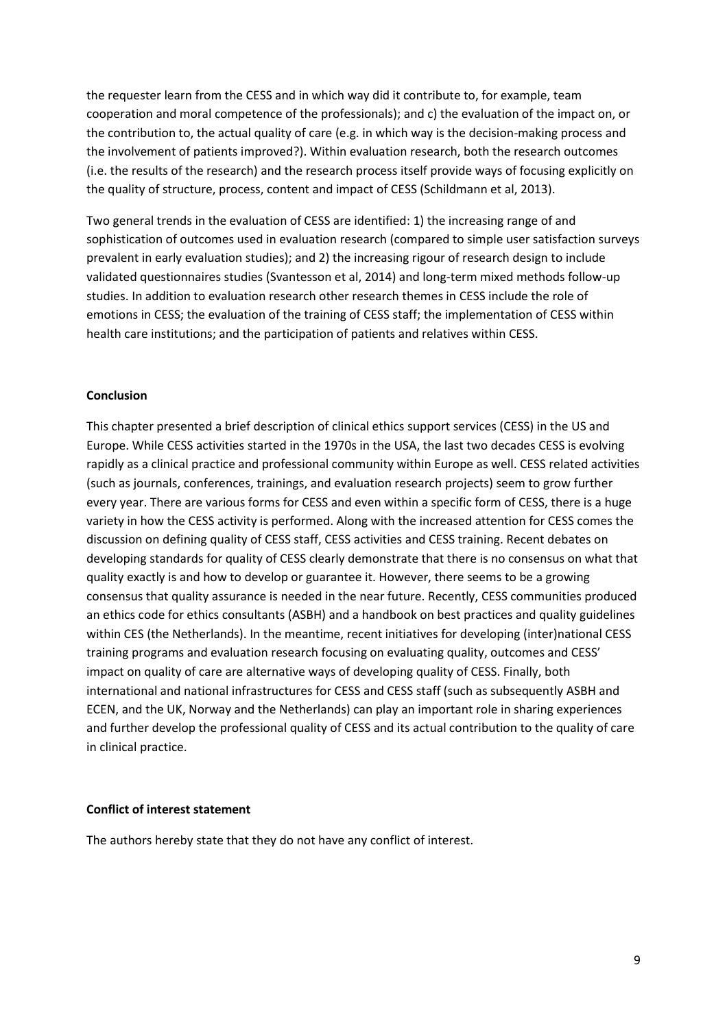the requester learn from the CESS and in which way did it contribute to, for example, team cooperation and moral competence of the professionals); and c) the evaluation of the impact on, or the contribution to, the actual quality of care (e.g. in which way is the decision-making process and the involvement of patients improved?). Within evaluation research, both the research outcomes (i.e. the results of the research) and the research process itself provide ways of focusing explicitly on the quality of structure, process, content and impact of CESS (Schildmann et al, 2013).

Two general trends in the evaluation of CESS are identified: 1) the increasing range of and sophistication of outcomes used in evaluation research (compared to simple user satisfaction surveys prevalent in early evaluation studies); and 2) the increasing rigour of research design to include validated questionnaires studies (Svantesson et al, 2014) and long-term mixed methods follow-up studies. In addition to evaluation research other research themes in CESS include the role of emotions in CESS; the evaluation of the training of CESS staff; the implementation of CESS within health care institutions; and the participation of patients and relatives within CESS.

**Conclusion**

This chapter presented a brief description of clinical ethics support services (CESS) in the US and Europe. While CESS activities started in the 1970s in the USA, the last two decades CESS is evolving rapidly as a clinical practice and professional community within Europe as well. CESS related activities (such as journals, conferences, trainings, and evaluation research projects) seem to grow further every year. There are various forms for CESS and even within a specific form of CESS, there is a huge variety in how the CESS activity is performed. Along with the increased attention for CESS comes the discussion on defining quality of CESS staff, CESS activities and CESS training. Recent debates on developing standards for quality of CESS clearly demonstrate that there is no consensus on what that quality exactly is and how to develop or guarantee it. However, there seems to be a growing consensus that quality assurance is needed in the near future. Recently, CESS communities produced an ethics code for ethics consultants (ASBH) and a handbook on best practices and quality guidelines within CES (the Netherlands). In the meantime, recent initiatives for developing (inter)national CESS training programs and evaluation research focusing on evaluating quality, outcomes and CESS' impact on quality of care are alternative ways of developing quality of CESS. Finally, both international and national infrastructures for CESS and CESS staff (such as subsequently ASBH and ECEN, and the UK, Norway and the Netherlands) can play an important role in sharing experiences and further develop the professional quality of CESS and its actual contribution to the quality of care in clinical practice.

**Conflict of interest statement**

The authors hereby state that they do not have any conflict of interest.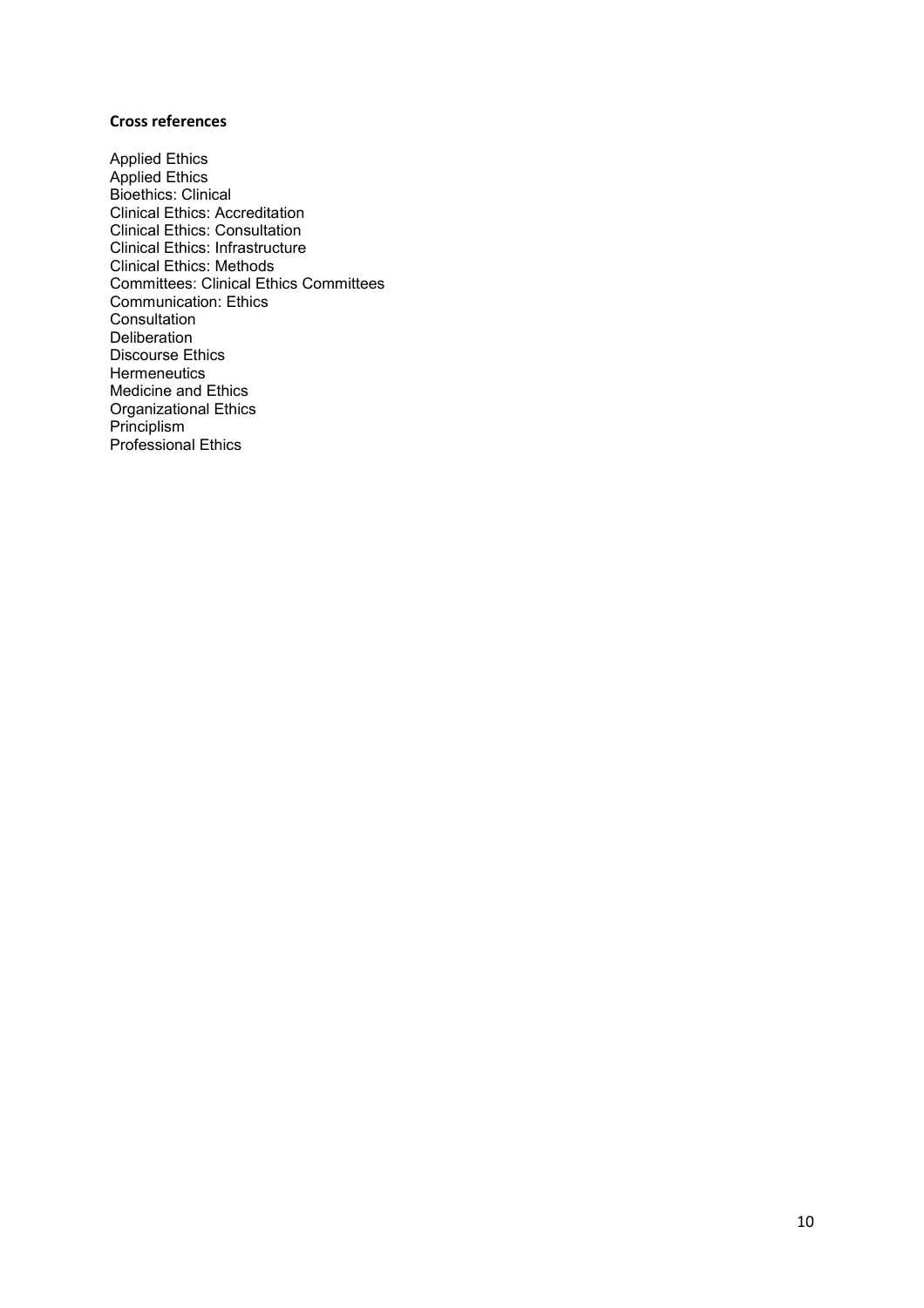**Cross references**

Applied Ethics
Applied Ethics
Bioethics: Clinical
Clinical Ethics: Accreditation
Clinical Ethics: Consultation
Clinical Ethics: Infrastructure
Clinical Ethics: Methods
Committees: Clinical Ethics Committees
Communication: Ethics
Consultation
Deliberation
Discourse Ethics
Hermeneutics
Medicine and Ethics
Organizational Ethics
Principlism
Professional Ethics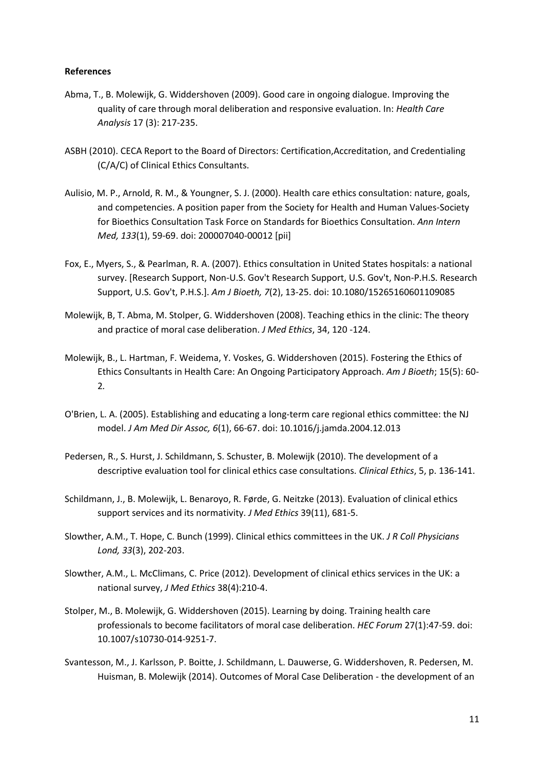**References**

Abma, T., B. Molewijk, G. Widdershoven (2009). Good care in ongoing dialogue. Improving the quality of care through moral deliberation and responsive evaluation. In: *Health Care Analysis* 17 (3): 217-235.

ASBH (2010). CECA Report to the Board of Directors: Certification,Accreditation, and Credentialing (C/A/C) of Clinical Ethics Consultants.

Aulisio, M. P., Arnold, R. M., & Youngner, S. J. (2000). Health care ethics consultation: nature, goals, and competencies. A position paper from the Society for Health and Human Values-Society for Bioethics Consultation Task Force on Standards for Bioethics Consultation. *Ann Intern Med, 133*(1), 59-69. doi: 200007040-00012 [pii]

Fox, E., Myers, S., & Pearlman, R. A. (2007). Ethics consultation in United States hospitals: a national survey. [Research Support, Non-U.S. Gov't Research Support, U.S. Gov't, Non-P.H.S. Research Support, U.S. Gov't, P.H.S.]. *Am J Bioeth, 7*(2), 13-25. doi: 10.1080/15265160601109085

Molewijk, B, T. Abma, M. Stolper, G. Widdershoven (2008). Teaching ethics in the clinic: The theory and practice of moral case deliberation. *J Med Ethics*, 34, 120 -124.

Molewijk, B., L. Hartman, F. Weidema, Y. Voskes, G. Widdershoven (2015). Fostering the Ethics of Ethics Consultants in Health Care: An Ongoing Participatory Approach. *Am J Bioeth*; 15(5): 60-2.

O'Brien, L. A. (2005). Establishing and educating a long-term care regional ethics committee: the NJ model. *J Am Med Dir Assoc, 6*(1), 66-67. doi: 10.1016/j.jamda.2004.12.013

Pedersen, R., S. Hurst, J. Schildmann, S. Schuster, B. Molewijk (2010). The development of a descriptive evaluation tool for clinical ethics case consultations. *Clinical Ethics*, 5, p. 136-141.

Schildmann, J., B. Molewijk, L. Benaroyo, R. Førde, G. Neitzke (2013). Evaluation of clinical ethics support services and its normativity. *J Med Ethics* 39(11), 681-5.

Slowther, A.M., T. Hope, C. Bunch (1999). Clinical ethics committees in the UK. *J R Coll Physicians Lond, 33*(3), 202-203.

Slowther, A.M., L. McClimans, C. Price (2012). Development of clinical ethics services in the UK: a national survey, *J Med Ethics* 38(4):210-4.

Stolper, M., B. Molewijk, G. Widdershoven (2015). Learning by doing. Training health care professionals to become facilitators of moral case deliberation. *HEC Forum* 27(1):47-59. doi: 10.1007/s10730-014-9251-7.

Svantesson, M., J. Karlsson, P. Boitte, J. Schildmann, L. Dauwerse, G. Widdershoven, R. Pedersen, M. Huisman, B. Molewijk (2014). Outcomes of Moral Case Deliberation - the development of an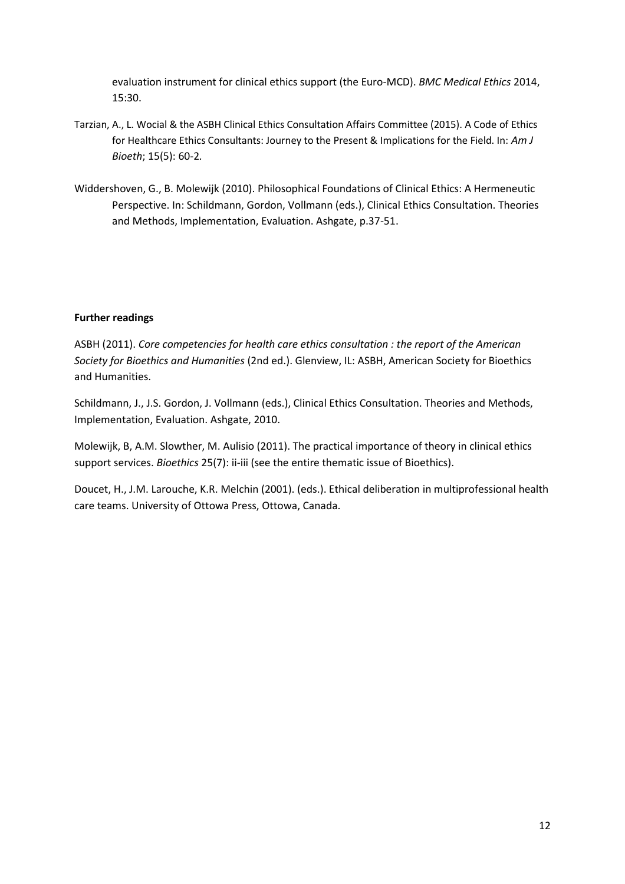evaluation instrument for clinical ethics support (the Euro-MCD). *BMC Medical Ethics* 2014, 15:30.

Tarzian, A., L. Wocial & the ASBH Clinical Ethics Consultation Affairs Committee (2015). A Code of Ethics for Healthcare Ethics Consultants: Journey to the Present & Implications for the Field. In: *Am J Bioeth*; 15(5): 60-2.

Widdershoven, G., B. Molewijk (2010). Philosophical Foundations of Clinical Ethics: A Hermeneutic Perspective. In: Schildmann, Gordon, Vollmann (eds.), Clinical Ethics Consultation. Theories and Methods, Implementation, Evaluation. Ashgate, p.37-51.

**Further readings**

ASBH (2011). *Core competencies for health care ethics consultation : the report of the American Society for Bioethics and Humanities* (2nd ed.). Glenview, IL: ASBH, American Society for Bioethics and Humanities.

Schildmann, J., J.S. Gordon, J. Vollmann (eds.), Clinical Ethics Consultation. Theories and Methods, Implementation, Evaluation. Ashgate, 2010.

Molewijk, B, A.M. Slowther, M. Aulisio (2011). The practical importance of theory in clinical ethics support services. *Bioethics* 25(7): ii-iii (see the entire thematic issue of Bioethics).

Doucet, H., J.M. Larouche, K.R. Melchin (2001). (eds.). Ethical deliberation in multiprofessional health care teams. University of Ottowa Press, Ottowa, Canada.